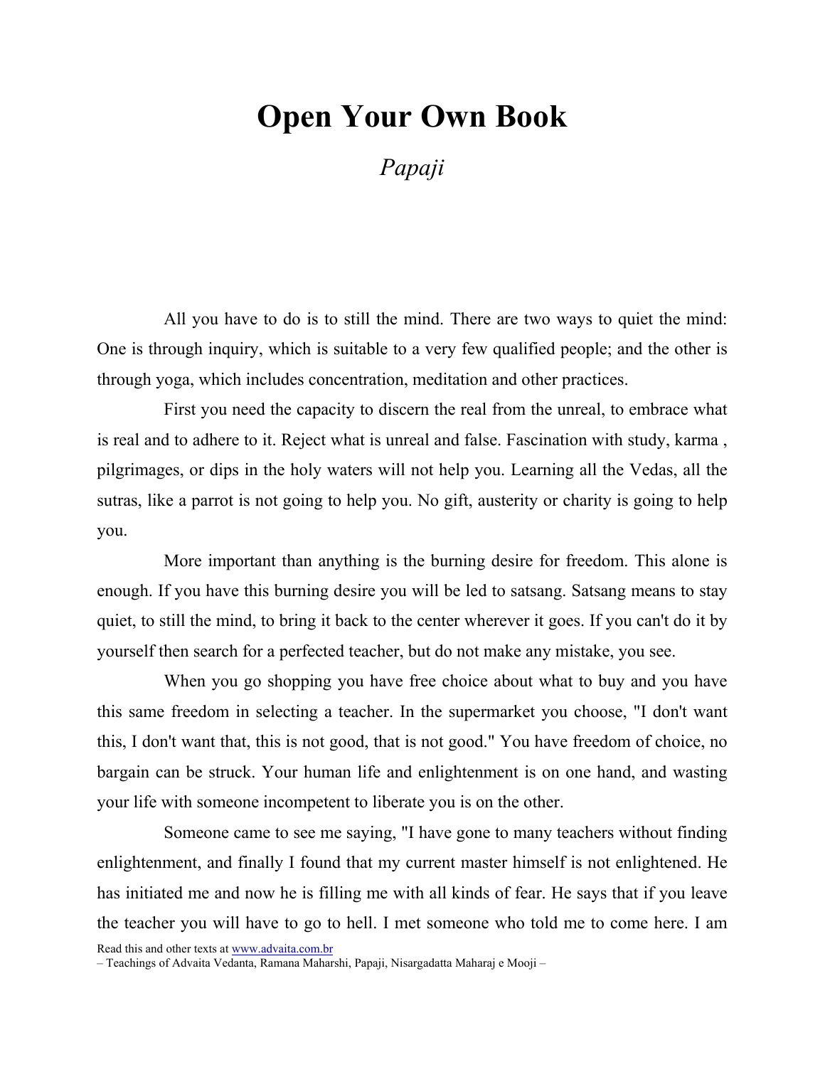# Open Your Own Book

*Papaji*

All you have to do is to still the mind. There are two ways to quiet the mind: One is through inquiry, which is suitable to a very few qualified people; and the other is through yoga, which includes concentration, meditation and other practices.

First you need the capacity to discern the real from the unreal, to embrace what is real and to adhere to it. Reject what is unreal and false. Fascination with study, karma , pilgrimages, or dips in the holy waters will not help you. Learning all the Vedas, all the sutras, like a parrot is not going to help you. No gift, austerity or charity is going to help you.

More important than anything is the burning desire for freedom. This alone is enough. If you have this burning desire you will be led to satsang. Satsang means to stay quiet, to still the mind, to bring it back to the center wherever it goes. If you can't do it by yourself then search for a perfected teacher, but do not make any mistake, you see.

When you go shopping you have free choice about what to buy and you have this same freedom in selecting a teacher. In the supermarket you choose, "I don't want this, I don't want that, this is not good, that is not good." You have freedom of choice, no bargain can be struck. Your human life and enlightenment is on one hand, and wasting your life with someone incompetent to liberate you is on the other.

Someone came to see me saying, "I have gone to many teachers without finding enlightenment, and finally I found that my current master himself is not enlightened. He has initiated me and now he is filling me with all kinds of fear. He says that if you leave the teacher you will have to go to hell. I met someone who told me to come here. I am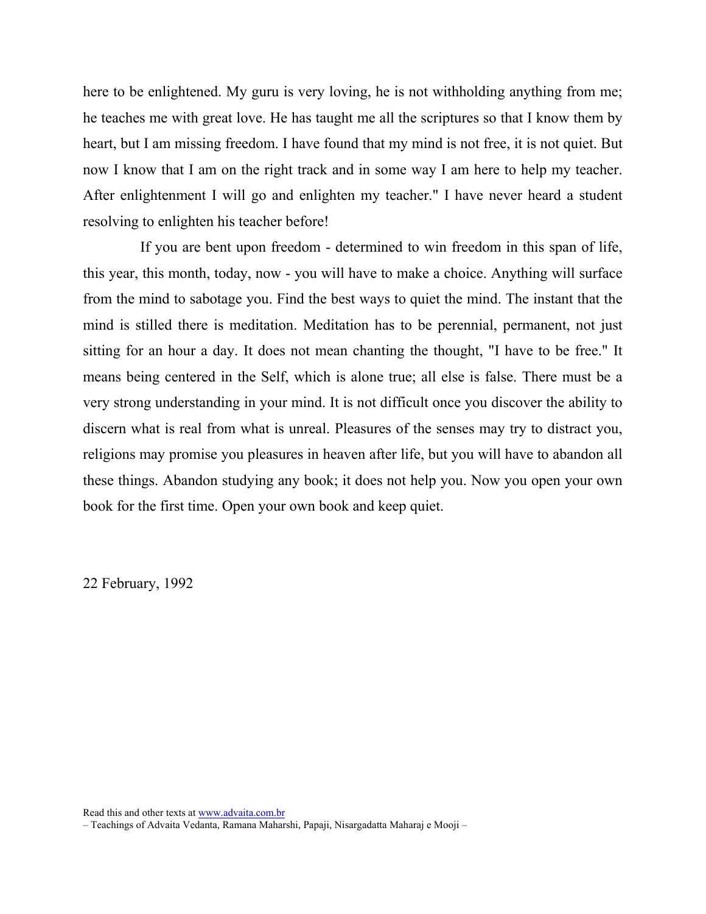here to be enlightened. My guru is very loving, he is not withholding anything from me; he teaches me with great love. He has taught me all the scriptures so that I know them by heart, but I am missing freedom. I have found that my mind is not free, it is not quiet. But now I know that I am on the right track and in some way I am here to help my teacher. After enlightenment I will go and enlighten my teacher." I have never heard a student resolving to enlighten his teacher before!

If you are bent upon freedom - determined to win freedom in this span of life, this year, this month, today, now - you will have to make a choice. Anything will surface from the mind to sabotage you. Find the best ways to quiet the mind. The instant that the mind is stilled there is meditation. Meditation has to be perennial, permanent, not just sitting for an hour a day. It does not mean chanting the thought, "I have to be free." It means being centered in the Self, which is alone true; all else is false. There must be a very strong understanding in your mind. It is not difficult once you discover the ability to discern what is real from what is unreal. Pleasures of the senses may try to distract you, religions may promise you pleasures in heaven after life, but you will have to abandon all these things. Abandon studying any book; it does not help you. Now you open your own book for the first time. Open your own book and keep quiet.

22 February, 1992